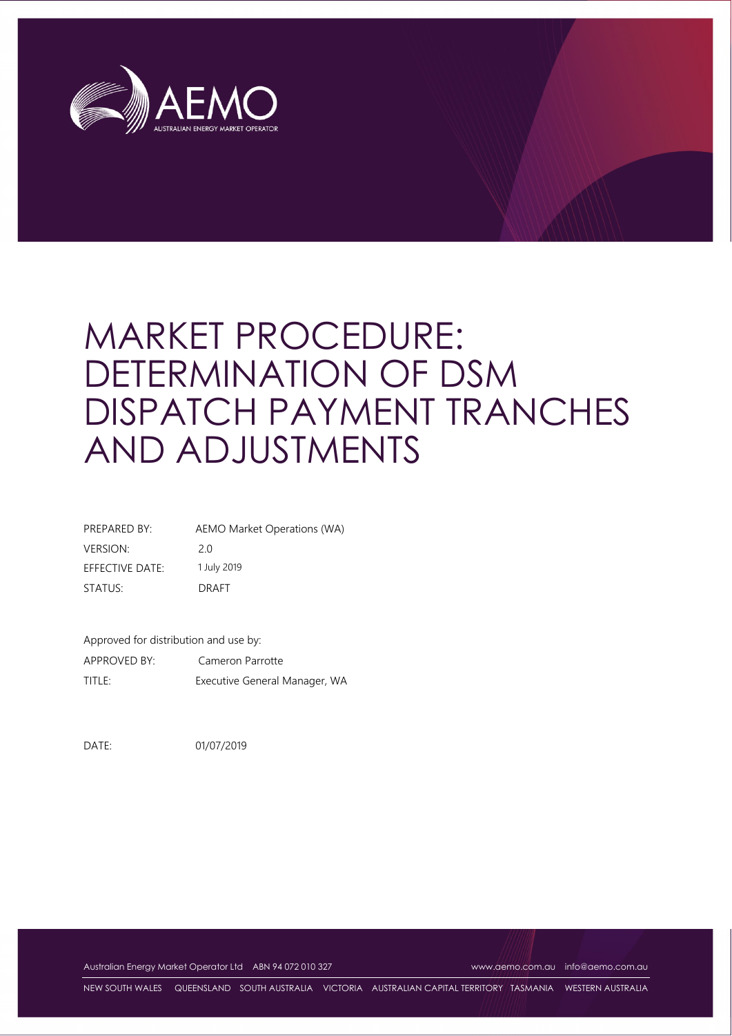# MARKET PROCEDURE: DETERMINATION OF DSM DISPATCH PAYMENT TRANCHES AND ADJUSTMENTS

| | |
|---|---|
| PREPARED BY: | AEMO Market Operations (WA) |
| VERSION: | 2.0 |
| EFFECTIVE DATE: | 1 July 2019 |
| STATUS: | DRAFT |

Approved for distribution and use by:

| | |
|---|---|
| APPROVED BY: | Cameron Parrotte |
| TITLE: | Executive General Manager, WA |

DATE: 01/07/2019

Australian Energy Market Operator Ltd ABN 94 072 010 327 www.aemo.com.au info@aemo.com.au

NEW SOUTH WALES QUEENSLAND SOUTH AUSTRALIA VICTORIA AUSTRALIAN CAPITAL TERRITORY TASMANIA WESTERN AUSTRALIA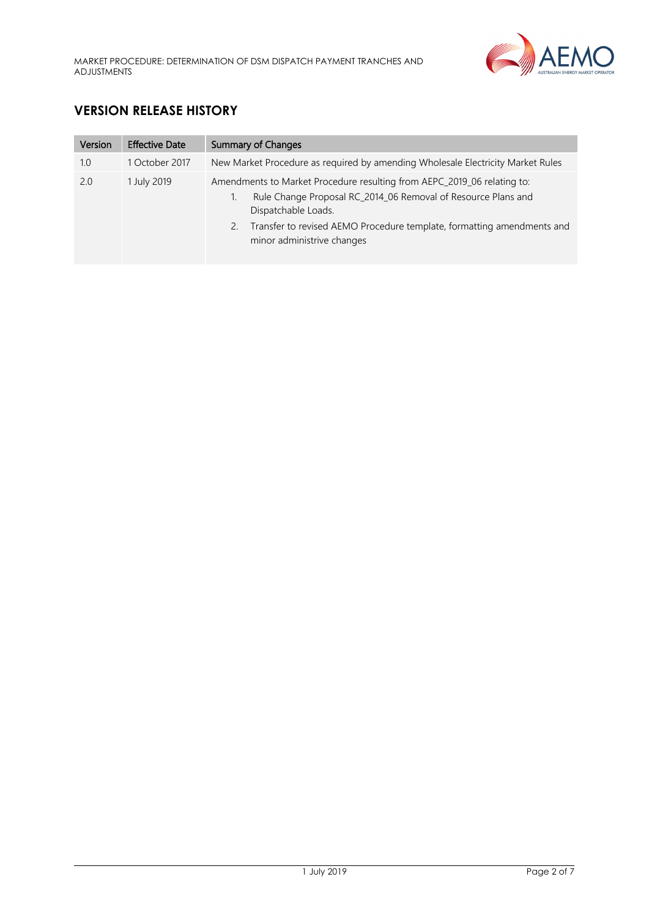## VERSION RELEASE HISTORY

| Version | Effective Date | Summary of Changes |
| --- | --- | --- |
| 1.0 | 1 October 2017 | New Market Procedure as required by amending Wholesale Electricity Market Rules |
| 2.0 | 1 July 2019 | Amendments to Market Procedure resulting from AEPC_2019_06 relating to: <br>1. Rule Change Proposal RC_2014_06 Removal of Resource Plans and Dispatchable Loads. <br>2. Transfer to revised AEMO Procedure template, formatting amendments and minor administrative changes |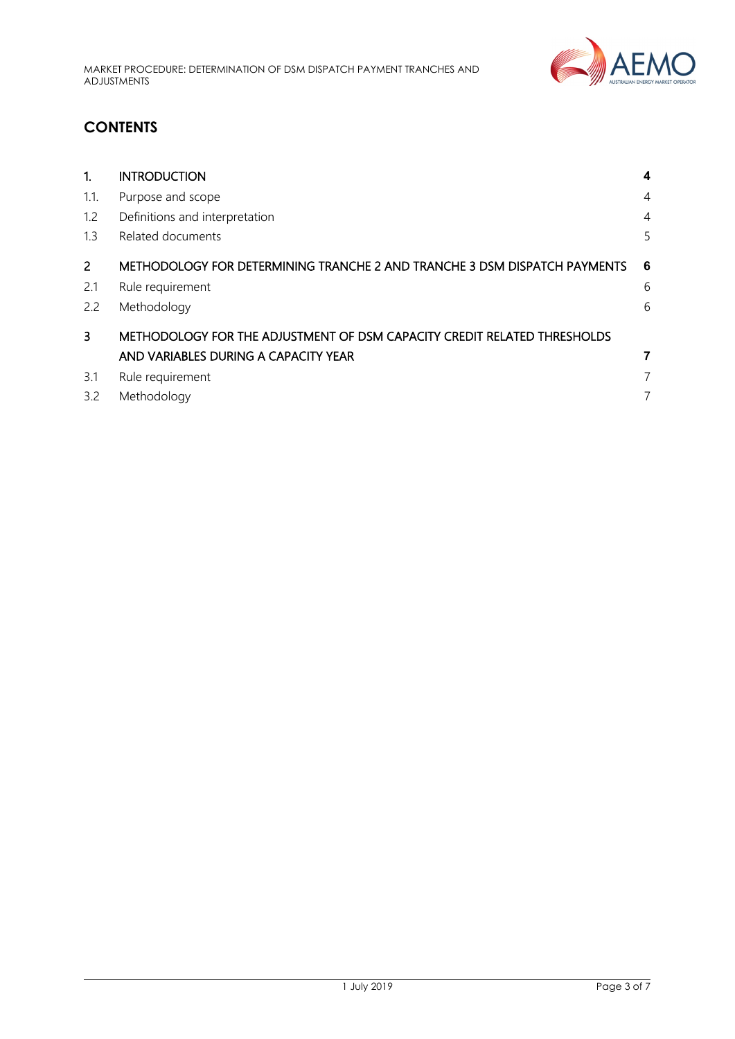## CONTENTS

| | | |
|---|---|---|
| **1.** | **INTRODUCTION** | **4** |
| 1.1. | Purpose and scope | 4 |
| 1.2 | Definitions and interpretation | 4 |
| 1.3 | Related documents | 5 |
| **2** | **METHODOLOGY FOR DETERMINING TRANCHE 2 AND TRANCHE 3 DSM DISPATCH PAYMENTS** | **6** |
| 2.1 | Rule requirement | 6 |
| 2.2 | Methodology | 6 |
| **3** | **METHODOLOGY FOR THE ADJUSTMENT OF DSM CAPACITY CREDIT RELATED THRESHOLDS AND VARIABLES DURING A CAPACITY YEAR** | **7** |
| 3.1 | Rule requirement | 7 |
| 3.2 | Methodology | 7 |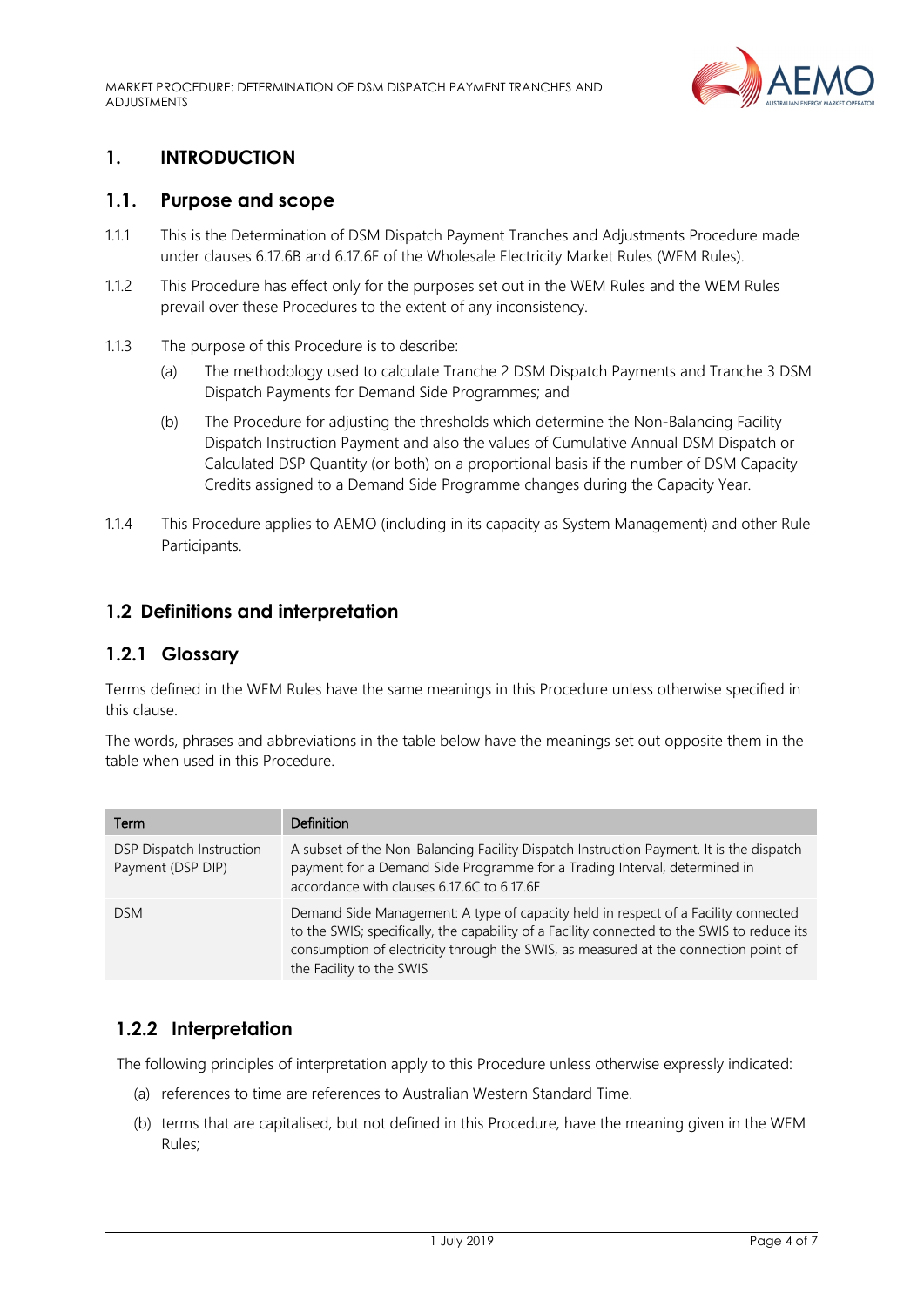# 1. INTRODUCTION

## 1.1. Purpose and scope

1.1.1 This is the Determination of DSM Dispatch Payment Tranches and Adjustments Procedure made under clauses 6.17.6B and 6.17.6F of the Wholesale Electricity Market Rules (WEM Rules).

1.1.2 This Procedure has effect only for the purposes set out in the WEM Rules and the WEM Rules prevail over these Procedures to the extent of any inconsistency.

1.1.3 The purpose of this Procedure is to describe:

(a) The methodology used to calculate Tranche 2 DSM Dispatch Payments and Tranche 3 DSM Dispatch Payments for Demand Side Programmes; and

(b) The Procedure for adjusting the thresholds which determine the Non-Balancing Facility Dispatch Instruction Payment and also the values of Cumulative Annual DSM Dispatch or Calculated DSP Quantity (or both) on a proportional basis if the number of DSM Capacity Credits assigned to a Demand Side Programme changes during the Capacity Year.

1.1.4 This Procedure applies to AEMO (including in its capacity as System Management) and other Rule Participants.

## 1.2 Definitions and interpretation

### 1.2.1 Glossary

Terms defined in the WEM Rules have the same meanings in this Procedure unless otherwise specified in this clause.

The words, phrases and abbreviations in the table below have the meanings set out opposite them in the table when used in this Procedure.

| Term | Definition |
|---|---|
| DSP Dispatch Instruction Payment (DSP DIP) | A subset of the Non-Balancing Facility Dispatch Instruction Payment. It is the dispatch payment for a Demand Side Programme for a Trading Interval, determined in accordance with clauses 6.17.6C to 6.17.6E |
| DSM | Demand Side Management: A type of capacity held in respect of a Facility connected to the SWIS; specifically, the capability of a Facility connected to the SWIS to reduce its consumption of electricity through the SWIS, as measured at the connection point of the Facility to the SWIS |

### 1.2.2 Interpretation

The following principles of interpretation apply to this Procedure unless otherwise expressly indicated:

(a) references to time are references to Australian Western Standard Time.

(b) terms that are capitalised, but not defined in this Procedure, have the meaning given in the WEM Rules;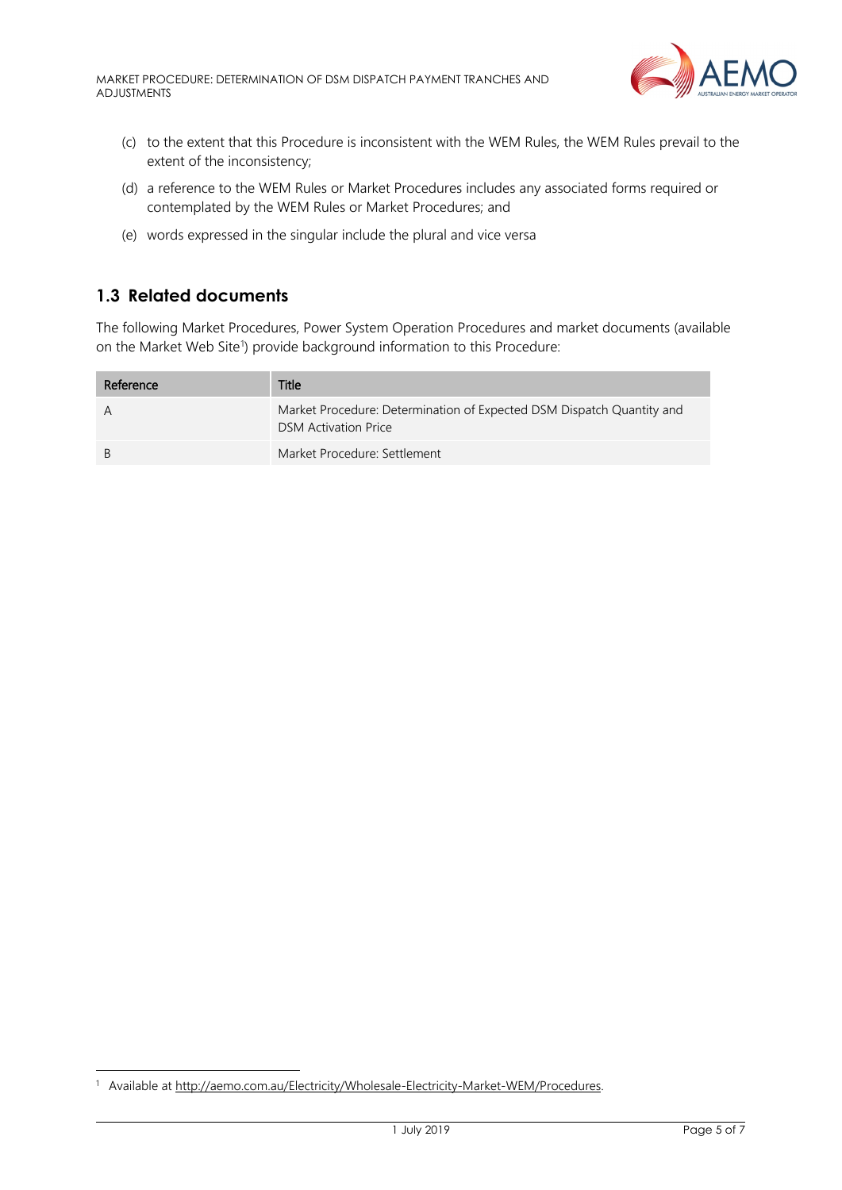(c) to the extent that this Procedure is inconsistent with the WEM Rules, the WEM Rules prevail to the extent of the inconsistency;

(d) a reference to the WEM Rules or Market Procedures includes any associated forms required or contemplated by the WEM Rules or Market Procedures; and

(e) words expressed in the singular include the plural and vice versa

## 1.3 Related documents

The following Market Procedures, Power System Operation Procedures and market documents (available on the Market Web Site[1]) provide background information to this Procedure:

| Reference | Title |
|---|---|
| A | Market Procedure: Determination of Expected DSM Dispatch Quantity and DSM Activation Price |
| B | Market Procedure: Settlement |

[1] Available at http://aemo.com.au/Electricity/Wholesale-Electricity-Market-WEM/Procedures.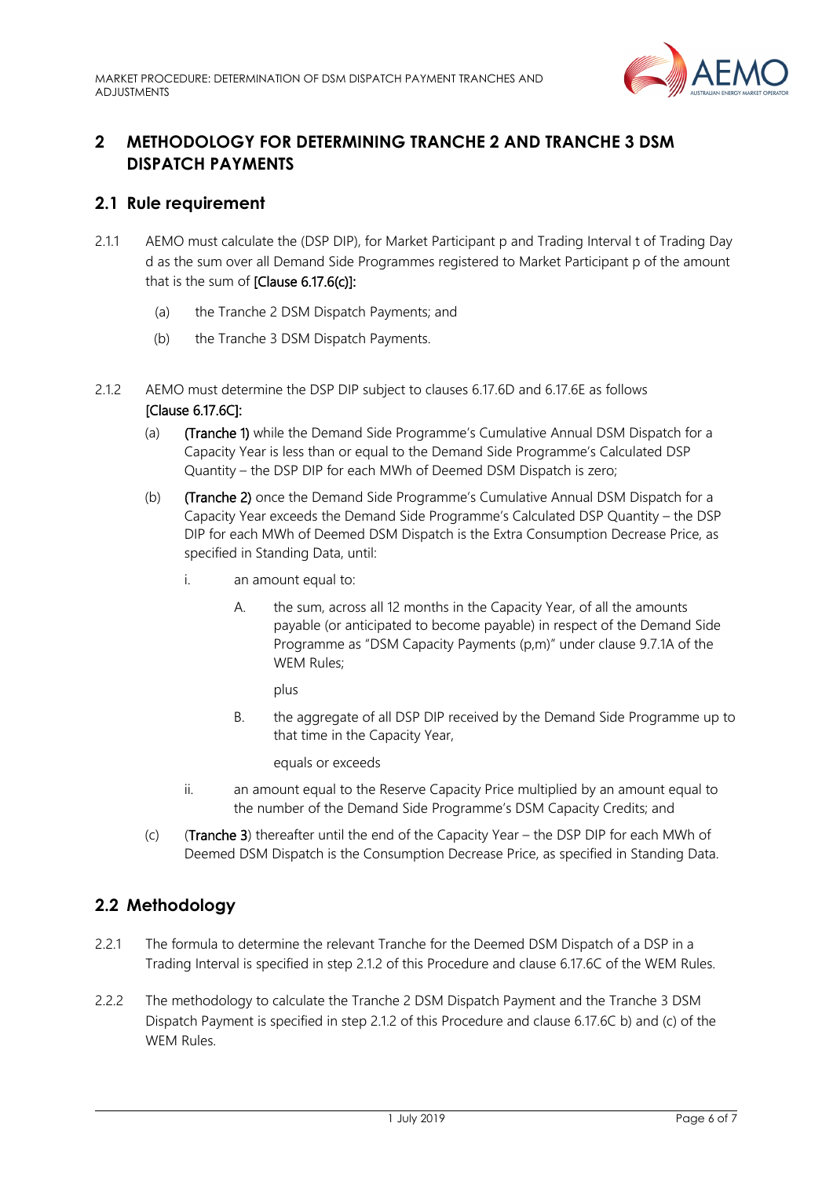# 2 METHODOLOGY FOR DETERMINING TRANCHE 2 AND TRANCHE 3 DSM DISPATCH PAYMENTS

## 2.1 Rule requirement

2.1.1 AEMO must calculate the (DSP DIP), for Market Participant p and Trading Interval t of Trading Day d as the sum over all Demand Side Programmes registered to Market Participant p of the amount that is the sum of **[Clause 6.17.6(c)]:**

(a) the Tranche 2 DSM Dispatch Payments; and

(b) the Tranche 3 DSM Dispatch Payments.

2.1.2 AEMO must determine the DSP DIP subject to clauses 6.17.6D and 6.17.6E as follows **[Clause 6.17.6C]:**

(a) **(Tranche 1)** while the Demand Side Programme's Cumulative Annual DSM Dispatch for a Capacity Year is less than or equal to the Demand Side Programme's Calculated DSP Quantity – the DSP DIP for each MWh of Deemed DSM Dispatch is zero;

(b) **(Tranche 2)** once the Demand Side Programme's Cumulative Annual DSM Dispatch for a Capacity Year exceeds the Demand Side Programme's Calculated DSP Quantity – the DSP DIP for each MWh of Deemed DSM Dispatch is the Extra Consumption Decrease Price, as specified in Standing Data, until:

i. an amount equal to:

A. the sum, across all 12 months in the Capacity Year, of all the amounts payable (or anticipated to become payable) in respect of the Demand Side Programme as "DSM Capacity Payments (p,m)" under clause 9.7.1A of the WEM Rules;

plus

B. the aggregate of all DSP DIP received by the Demand Side Programme up to that time in the Capacity Year,

equals or exceeds

ii. an amount equal to the Reserve Capacity Price multiplied by an amount equal to the number of the Demand Side Programme's DSM Capacity Credits; and

(c) (**Tranche 3**) thereafter until the end of the Capacity Year – the DSP DIP for each MWh of Deemed DSM Dispatch is the Consumption Decrease Price, as specified in Standing Data.

## 2.2 Methodology

2.2.1 The formula to determine the relevant Tranche for the Deemed DSM Dispatch of a DSP in a Trading Interval is specified in step 2.1.2 of this Procedure and clause 6.17.6C of the WEM Rules.

2.2.2 The methodology to calculate the Tranche 2 DSM Dispatch Payment and the Tranche 3 DSM Dispatch Payment is specified in step 2.1.2 of this Procedure and clause 6.17.6C b) and (c) of the WEM Rules.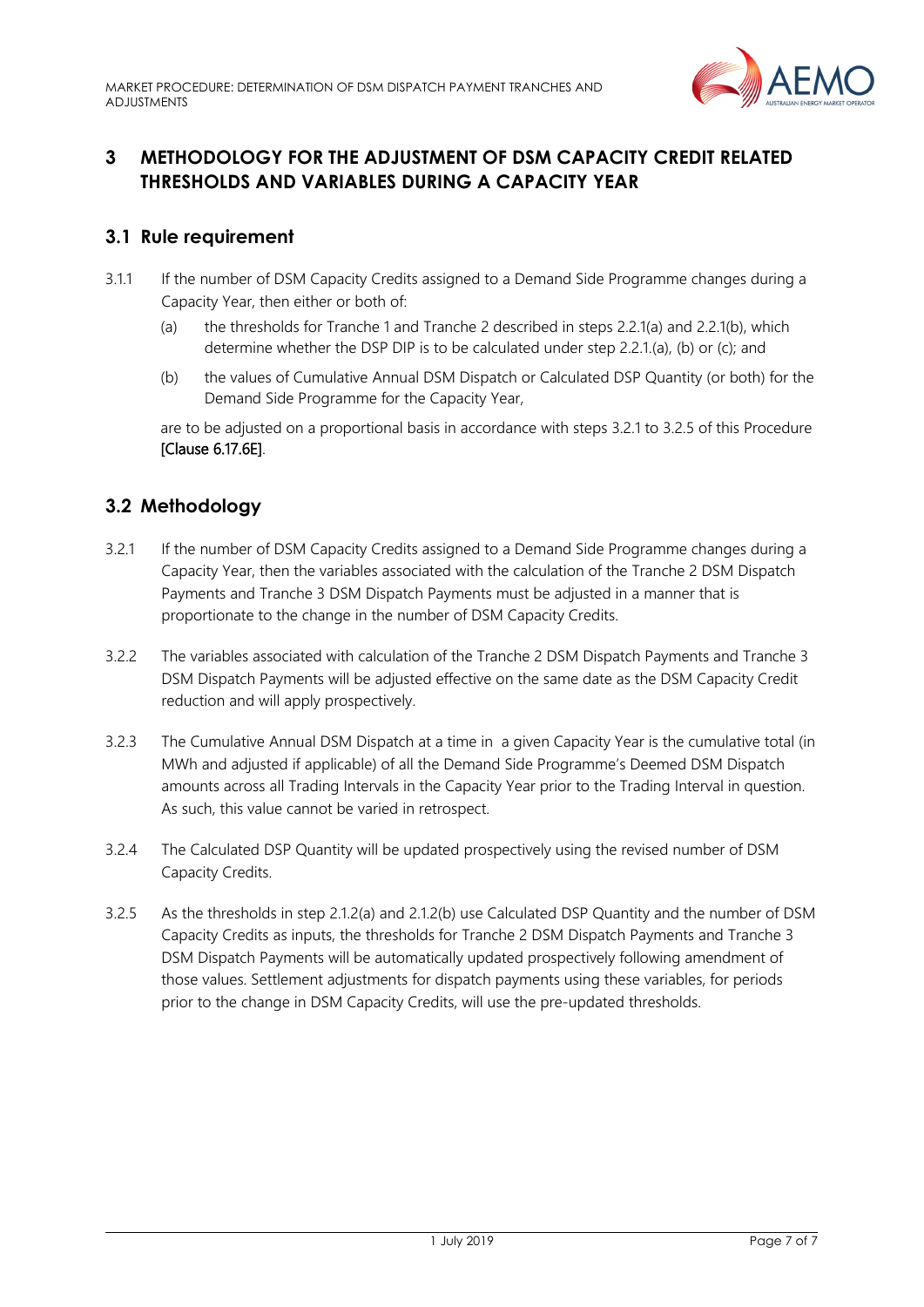# 3 METHODOLOGY FOR THE ADJUSTMENT OF DSM CAPACITY CREDIT RELATED THRESHOLDS AND VARIABLES DURING A CAPACITY YEAR

## 3.1 Rule requirement

3.1.1 If the number of DSM Capacity Credits assigned to a Demand Side Programme changes during a Capacity Year, then either or both of:

(a) the thresholds for Tranche 1 and Tranche 2 described in steps 2.2.1(a) and 2.2.1(b), which determine whether the DSP DIP is to be calculated under step 2.2.1.(a), (b) or (c); and

(b) the values of Cumulative Annual DSM Dispatch or Calculated DSP Quantity (or both) for the Demand Side Programme for the Capacity Year,

are to be adjusted on a proportional basis in accordance with steps 3.2.1 to 3.2.5 of this Procedure **[Clause 6.17.6E]**.

## 3.2 Methodology

3.2.1 If the number of DSM Capacity Credits assigned to a Demand Side Programme changes during a Capacity Year, then the variables associated with the calculation of the Tranche 2 DSM Dispatch Payments and Tranche 3 DSM Dispatch Payments must be adjusted in a manner that is proportionate to the change in the number of DSM Capacity Credits.

3.2.2 The variables associated with calculation of the Tranche 2 DSM Dispatch Payments and Tranche 3 DSM Dispatch Payments will be adjusted effective on the same date as the DSM Capacity Credit reduction and will apply prospectively.

3.2.3 The Cumulative Annual DSM Dispatch at a time in a given Capacity Year is the cumulative total (in MWh and adjusted if applicable) of all the Demand Side Programme's Deemed DSM Dispatch amounts across all Trading Intervals in the Capacity Year prior to the Trading Interval in question. As such, this value cannot be varied in retrospect.

3.2.4 The Calculated DSP Quantity will be updated prospectively using the revised number of DSM Capacity Credits.

3.2.5 As the thresholds in step 2.1.2(a) and 2.1.2(b) use Calculated DSP Quantity and the number of DSM Capacity Credits as inputs, the thresholds for Tranche 2 DSM Dispatch Payments and Tranche 3 DSM Dispatch Payments will be automatically updated prospectively following amendment of those values. Settlement adjustments for dispatch payments using these variables, for periods prior to the change in DSM Capacity Credits, will use the pre-updated thresholds.